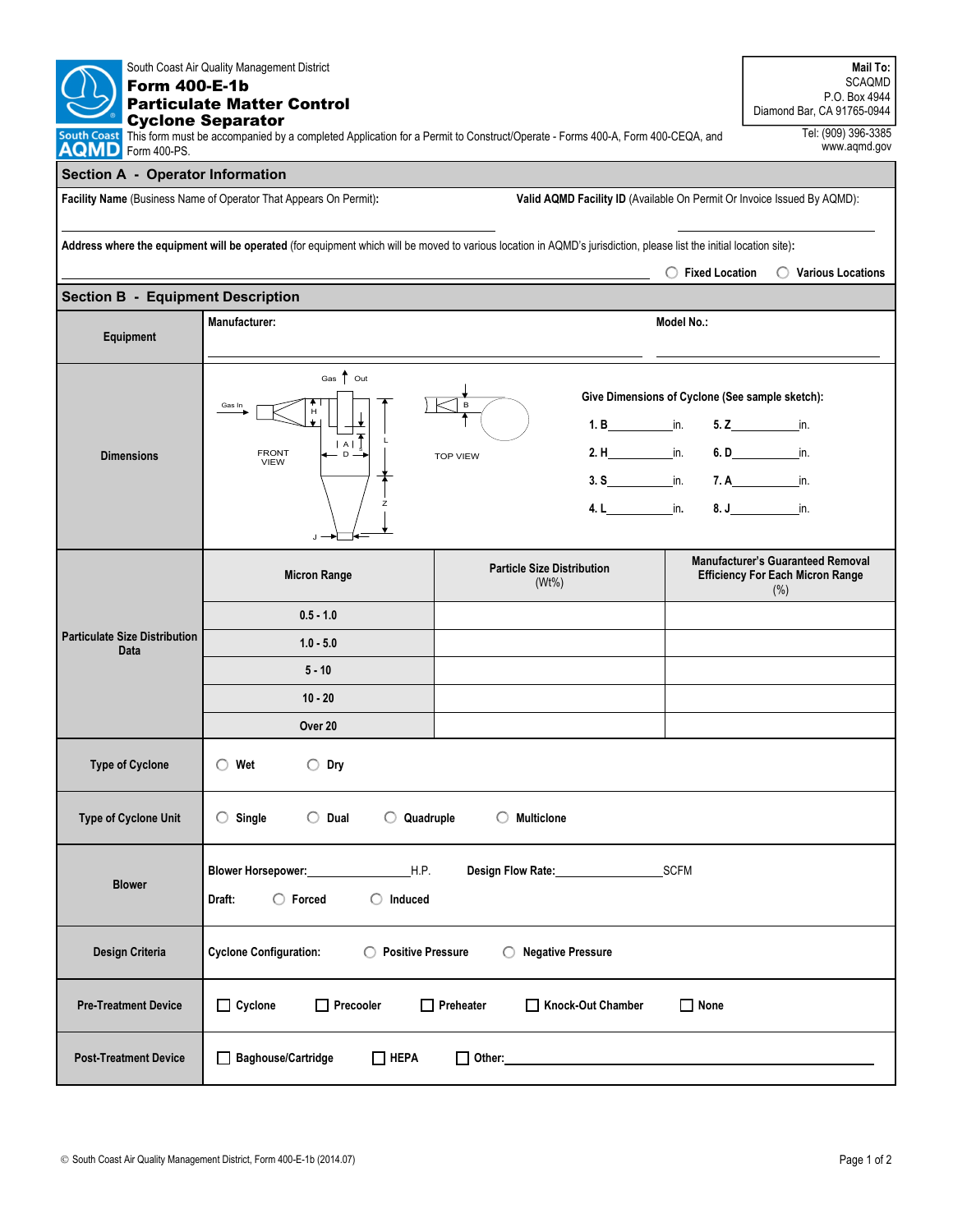South Coast Air Quality Management District

# Form 400-E-1b
# Particulate Matter Control
# Cyclone Separator

This form must be accompanied by a completed Application for a Permit to Construct/Operate - Forms 400-A, Form 400-CEQA, and Form 400-PS.

**Mail To:**
SCAQMD
P.O. Box 4944
Diamond Bar, CA 91765-0944

Tel: (909) 396-3385
www.aqmd.gov

## Section A - Operator Information

**Facility Name** (Business Name of Operator That Appears On Permit): ______________________

**Valid AQMD Facility ID** (Available On Permit Or Invoice Issued By AQMD): ______________________

**Address where the equipment will be operated** (for equipment which will be moved to various location in AQMD's jurisdiction, please list the initial location site):

______________________ ○ **Fixed Location** ○ **Various Locations**

## Section B - Equipment Description

| | |
|---|---|
| **Equipment** | **Manufacturer:** ______________ **Model No.:** ______________ |
| **Dimensions** | FRONT VIEW / TOP VIEW (sample sketch: Gas In, Gas Out, H, A, D, L, S, Z, J, B) **Give Dimensions of Cyclone (See sample sketch):** 1. B______in. 2. H______in. 3. S______in. 4. L______in. 5. Z______in. 6. D______in. 7. A______in. 8. J______in. |

**Particulate Size Distribution Data**

| Micron Range | Particle Size Distribution (Wt%) | Manufacturer's Guaranteed Removal Efficiency For Each Micron Range (%) |
|---|---|---|
| 0.5 - 1.0 | | |
| 1.0 - 5.0 | | |
| 5 - 10 | | |
| 10 - 20 | | |
| Over 20 | | |

| | |
|---|---|
| **Type of Cyclone** | ○ Wet ○ Dry |
| **Type of Cyclone Unit** | ○ Single ○ Dual ○ Quadruple ○ Multiclone |
| **Blower** | **Blower Horsepower:** __________ H.P. **Design Flow Rate:** __________ SCFM **Draft:** ○ Forced ○ Induced |
| **Design Criteria** | **Cyclone Configuration:** ○ Positive Pressure ○ Negative Pressure |
| **Pre-Treatment Device** | ☐ Cyclone ☐ Precooler ☐ Preheater ☐ Knock-Out Chamber ☐ None |
| **Post-Treatment Device** | ☐ Baghouse/Cartridge ☐ HEPA ☐ Other: ______________ |

© South Coast Air Quality Management District, Form 400-E-1b (2014.07)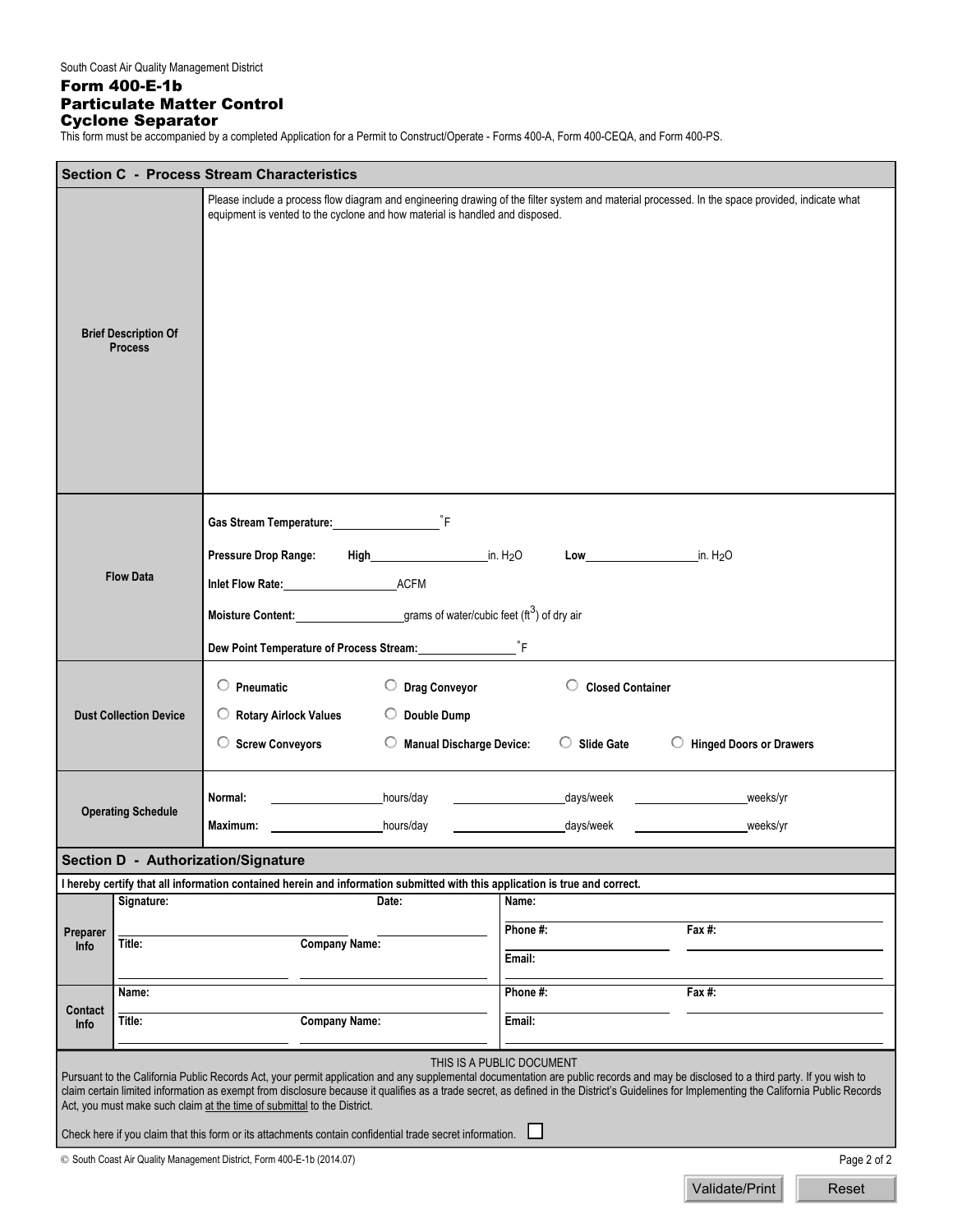South Coast Air Quality Management District

# Form 400-E-1b
# Particulate Matter Control
# Cyclone Separator

This form must be accompanied by a completed Application for a Permit to Construct/Operate - Forms 400-A, Form 400-CEQA, and Form 400-PS.

## Section C - Process Stream Characteristics

| | |
|---|---|
| **Brief Description Of Process** | Please include a process flow diagram and engineering drawing of the filter system and material processed. In the space provided, indicate what equipment is vented to the cyclone and how material is handled and disposed. |
| **Flow Data** | **Gas Stream Temperature:** ________ ˚F<br>**Pressure Drop Range:** **High** ________ in. $H_2O$ **Low** ________ in. $H_2O$<br>**Inlet Flow Rate:** ________ ACFM<br>**Moisture Content:** ________ grams of water/cubic feet ($ft^3$) of dry air<br>**Dew Point Temperature of Process Stream:** ________ ˚F |
| **Dust Collection Device** | ○ **Pneumatic** ○ **Drag Conveyor** ○ **Closed Container**<br>○ **Rotary Airlock Values** ○ **Double Dump**<br>○ **Screw Conveyors** ○ **Manual Discharge Device:** ○ **Slide Gate** ○ **Hinged Doors or Drawers** |
| **Operating Schedule** | **Normal:** ________ hours/day ________ days/week ________ weeks/yr<br>**Maximum:** ________ hours/day ________ days/week ________ weeks/yr |

## Section D - Authorization/Signature

**I hereby certify that all information contained herein and information submitted with this application is true and correct.**

| | | |
|---|---|---|
| **Preparer Info** | **Signature:** ________ **Date:** ________<br>**Title:** ________ **Company Name:** ________ | **Name:** ________<br>**Phone #:** ________ **Fax #:** ________<br>**Email:** ________ |
| **Contact Info** | **Name:** ________<br>**Title:** ________ **Company Name:** ________ | **Phone #:** ________ **Fax #:** ________<br>**Email:** ________ |

THIS IS A PUBLIC DOCUMENT

Pursuant to the California Public Records Act, your permit application and any supplemental documentation are public records and may be disclosed to a third party. If you wish to claim certain limited information as exempt from disclosure because it qualifies as a trade secret, as defined in the District's Guidelines for Implementing the California Public Records Act, you must make such claim at the time of submittal to the District.

Check here if you claim that this form or its attachments contain confidential trade secret information. ☐

© South Coast Air Quality Management District, Form 400-E-1b (2014.07)

Validate/Print Reset